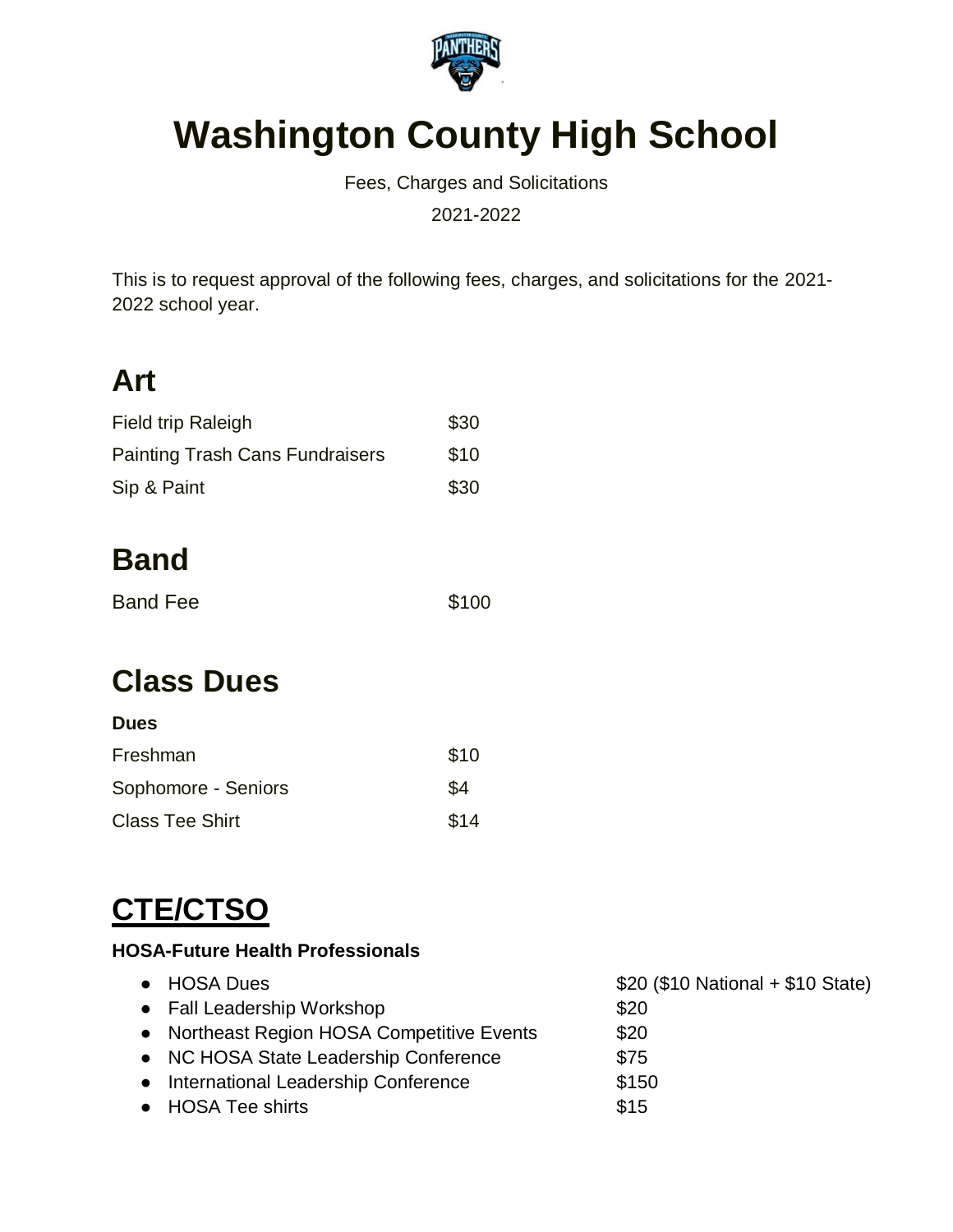# Washington County High School

Fees, Charges and Solicitations

2021-2022

This is to request approval of the following fees, charges, and solicitations for the 2021-2022 school year.

## Art

| | |
|---|---|
| Field trip Raleigh | $30 |
| Painting Trash Cans Fundraisers | $10 |
| Sip & Paint | $30 |

## Band

| | |
|---|---|
| Band Fee | $100 |

## Class Dues

**Dues**

| | |
|---|---|
| Freshman | $10 |
| Sophomore - Seniors | $4 |
| Class Tee Shirt | $14 |

## CTE/CTSO

**HOSA-Future Health Professionals**

- HOSA Dues — $20 ($10 National + $10 State)
- Fall Leadership Workshop — $20
- Northeast Region HOSA Competitive Events — $20
- NC HOSA State Leadership Conference — $75
- International Leadership Conference — $150
- HOSA Tee shirts — $15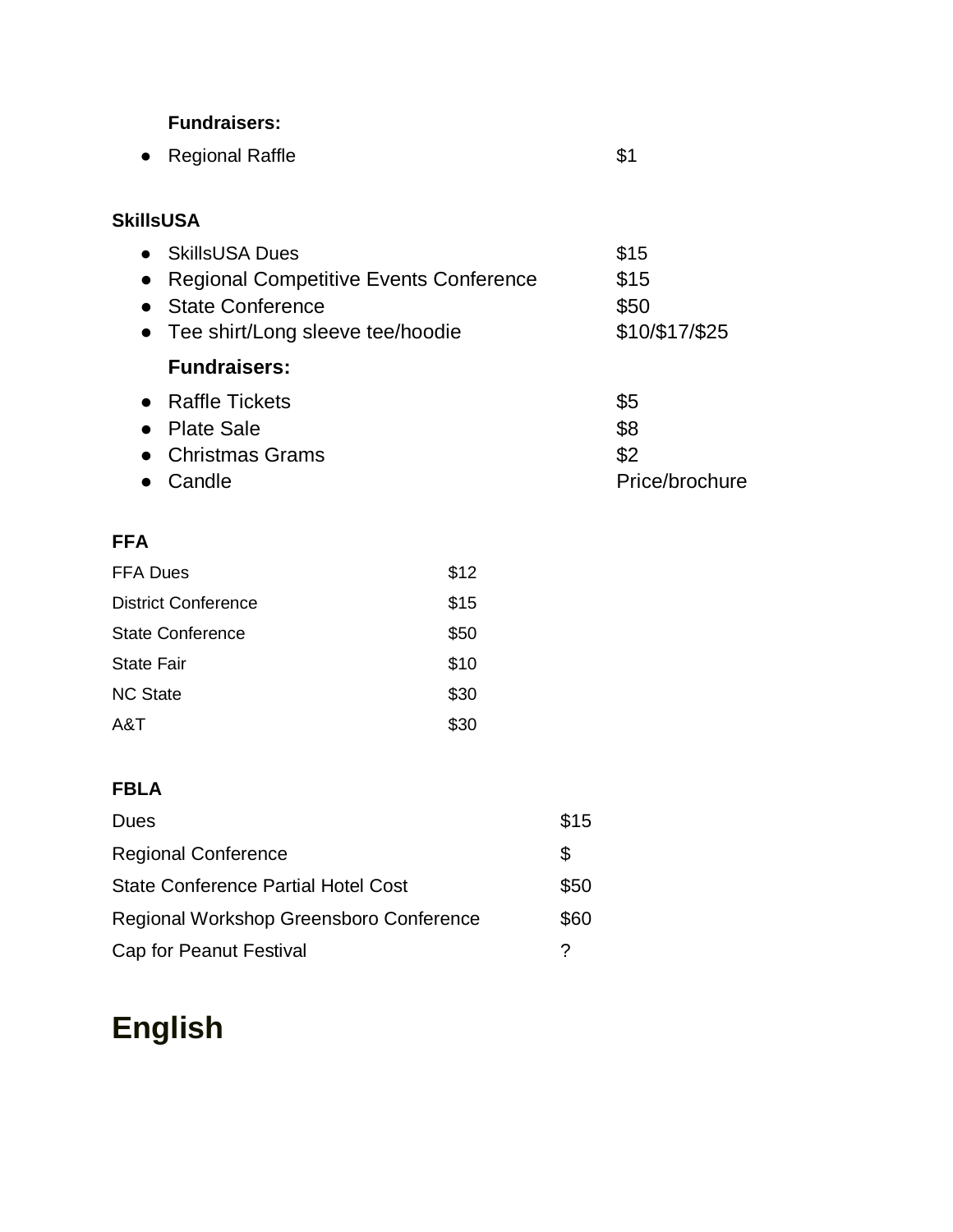**Fundraisers:**

- Regional Raffle $1

**SkillsUSA**

- SkillsUSA Dues $15
- Regional Competitive Events Conference $15
- State Conference $50
- Tee shirt/Long sleeve tee/hoodie $10/$17/$25

**Fundraisers:**

- Raffle Tickets $5
- Plate Sale $8
- Christmas Grams $2
- Candle Price/brochure

**FFA**

| | |
|---|---|
| FFA Dues | $12 |
| District Conference | $15 |
| State Conference | $50 |
| State Fair | $10 |
| NC State | $30 |
| A&T | $30 |

**FBLA**

| | |
|---|---|
| Dues | $15 |
| Regional Conference | $ |
| State Conference Partial Hotel Cost | $50 |
| Regional Workshop Greensboro Conference | $60 |
| Cap for Peanut Festival | ? |

# English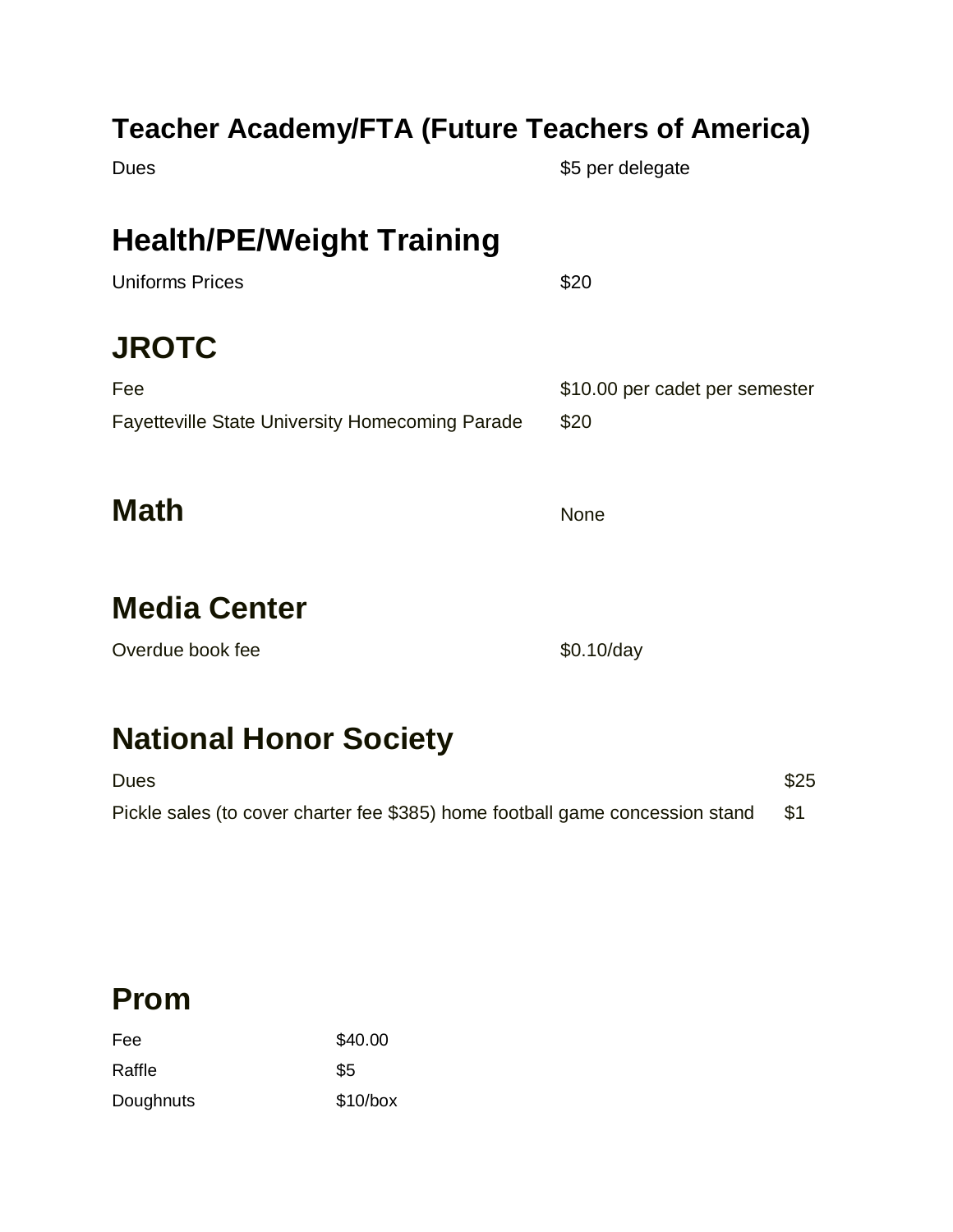## Teacher Academy/FTA (Future Teachers of America)

| | |
|---|---|
| Dues | $5 per delegate |

## Health/PE/Weight Training

| | |
|---|---|
| Uniforms Prices | $20 |

## JROTC

| | |
|---|---|
| Fee | $10.00 per cadet per semester |
| Fayetteville State University Homecoming Parade | $20 |

## Math

None

## Media Center

| | |
|---|---|
| Overdue book fee | $0.10/day |

## National Honor Society

| | |
|---|---|
| Dues | $25 |
| Pickle sales (to cover charter fee $385) home football game concession stand | $1 |

## Prom

| | |
|---|---|
| Fee | $40.00 |
| Raffle | $5 |
| Doughnuts | $10/box |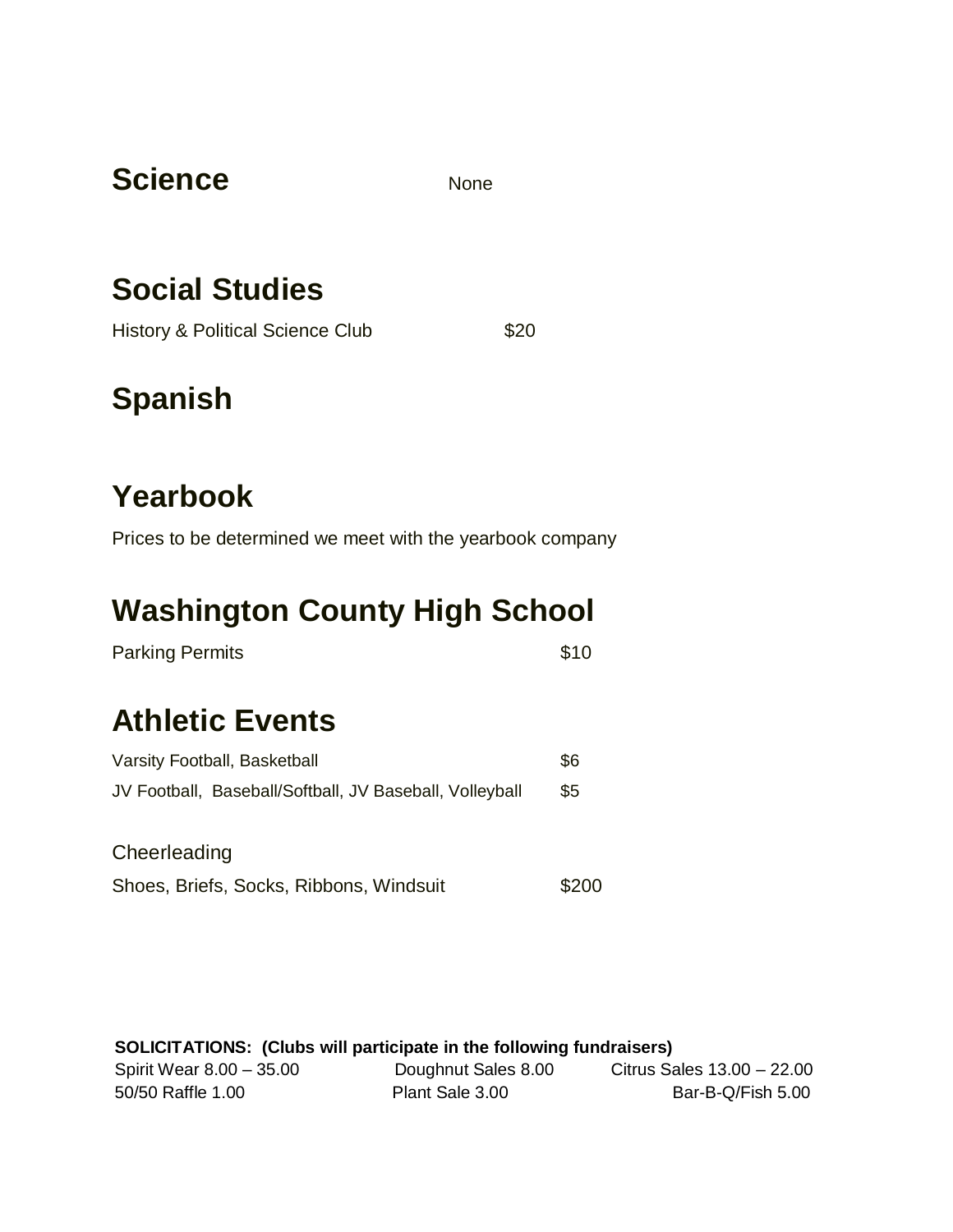## Science

None

## Social Studies

| | |
|---|---|
| History & Political Science Club | $20 |

## Spanish

## Yearbook

Prices to be determined we meet with the yearbook company

## Washington County High School

| | |
|---|---|
| Parking Permits | $10 |

## Athletic Events

| | |
|---|---|
| Varsity Football, Basketball | $6 |
| JV Football, Baseball/Softball, JV Baseball, Volleyball | $5 |

Cheerleading

| | |
|---|---|
| Shoes, Briefs, Socks, Ribbons, Windsuit | $200 |

**SOLICITATIONS: (Clubs will participate in the following fundraisers)**

| | | |
|---|---|---|
| Spirit Wear 8.00 – 35.00 | Doughnut Sales 8.00 | Citrus Sales 13.00 – 22.00 |
| 50/50 Raffle 1.00 | Plant Sale 3.00 | Bar-B-Q/Fish 5.00 |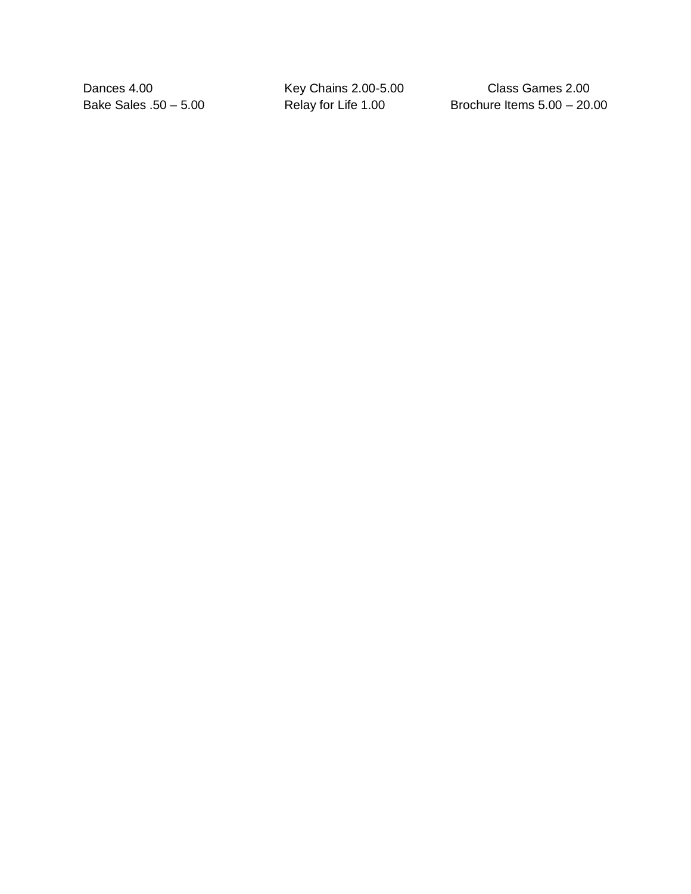| | | |
|---|---|---|
| Dances 4.00 | Key Chains 2.00-5.00 | Class Games 2.00 |
| Bake Sales .50 – 5.00 | Relay for Life 1.00 | Brochure Items 5.00 – 20.00 |